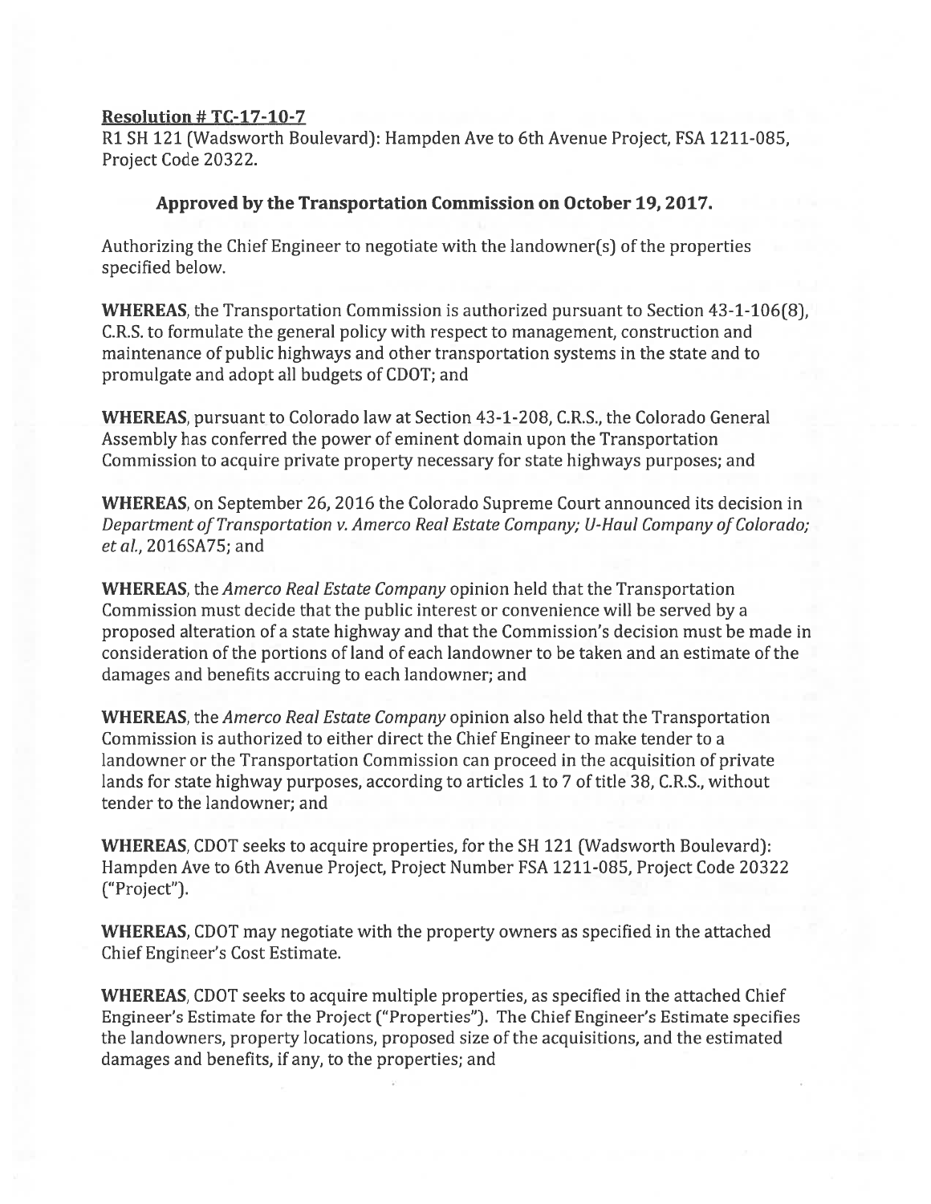**Resolution # TC-17-10-7**

R1 SH 121 (Wadsworth Boulevard): Hampden Ave to 6th Avenue Project, FSA 1211-085, Project Code 20322.

**Approved by the Transportation Commission on October 19, 2017.**

Authorizing the Chief Engineer to negotiate with the landowner(s) of the properties specified below.

**WHEREAS**, the Transportation Commission is authorized pursuant to Section 43-1-106(8), C.R.S. to formulate the general policy with respect to management, construction and maintenance of public highways and other transportation systems in the state and to promulgate and adopt all budgets of CDOT; and

**WHEREAS**, pursuant to Colorado law at Section 43-1-208, C.R.S., the Colorado General Assembly has conferred the power of eminent domain upon the Transportation Commission to acquire private property necessary for state highways purposes; and

**WHEREAS**, on September 26, 2016 the Colorado Supreme Court announced its decision in *Department of Transportation v. Amerco Real Estate Company; U-Haul Company of Colorado; et al.*, 2016SA75; and

**WHEREAS**, the *Amerco Real Estate Company* opinion held that the Transportation Commission must decide that the public interest or convenience will be served by a proposed alteration of a state highway and that the Commission's decision must be made in consideration of the portions of land of each landowner to be taken and an estimate of the damages and benefits accruing to each landowner; and

**WHEREAS**, the *Amerco Real Estate Company* opinion also held that the Transportation Commission is authorized to either direct the Chief Engineer to make tender to a landowner or the Transportation Commission can proceed in the acquisition of private lands for state highway purposes, according to articles 1 to 7 of title 38, C.R.S., without tender to the landowner; and

**WHEREAS**, CDOT seeks to acquire properties, for the SH 121 (Wadsworth Boulevard): Hampden Ave to 6th Avenue Project, Project Number FSA 1211-085, Project Code 20322 ("Project").

**WHEREAS**, CDOT may negotiate with the property owners as specified in the attached Chief Engineer's Cost Estimate.

**WHEREAS**, CDOT seeks to acquire multiple properties, as specified in the attached Chief Engineer's Estimate for the Project ("Properties"). The Chief Engineer's Estimate specifies the landowners, property locations, proposed size of the acquisitions, and the estimated damages and benefits, if any, to the properties; and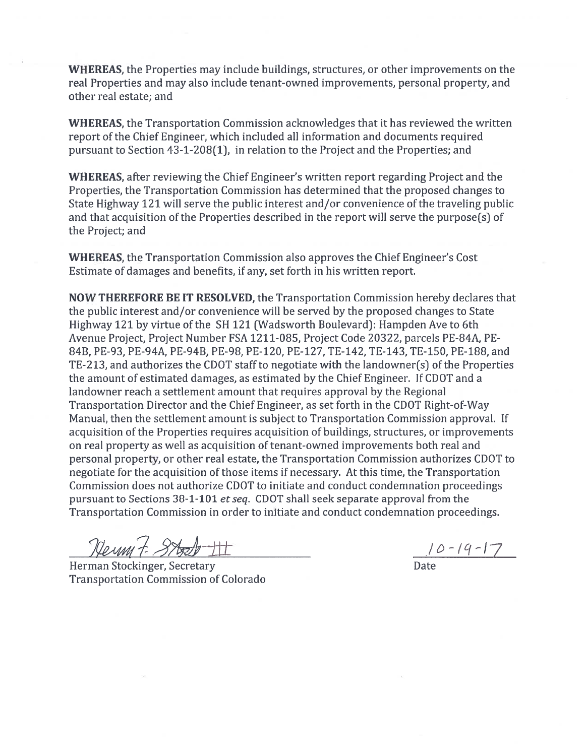**WHEREAS**, the Properties may include buildings, structures, or other improvements on the real Properties and may also include tenant-owned improvements, personal property, and other real estate; and

**WHEREAS**, the Transportation Commission acknowledges that it has reviewed the written report of the Chief Engineer, which included all information and documents required pursuant to Section 43-1-208(1), in relation to the Project and the Properties; and

**WHEREAS**, after reviewing the Chief Engineer's written report regarding Project and the Properties, the Transportation Commission has determined that the proposed changes to State Highway 121 will serve the public interest and/or convenience of the traveling public and that acquisition of the Properties described in the report will serve the purpose(s) of the Project; and

**WHEREAS**, the Transportation Commission also approves the Chief Engineer's Cost Estimate of damages and benefits, if any, set forth in his written report.

**NOW THEREFORE BE IT RESOLVED**, the Transportation Commission hereby declares that the public interest and/or convenience will be served by the proposed changes to State Highway 121 by virtue of the SH 121 (Wadsworth Boulevard): Hampden Ave to 6th Avenue Project, Project Number FSA 1211-085, Project Code 20322, parcels PE-84A, PE-84B, PE-93, PE-94A, PE-94B, PE-98, PE-120, PE-127, TE-142, TE-143, TE-150, PE-188, and TE-213, and authorizes the CDOT staff to negotiate with the landowner(s) of the Properties the amount of estimated damages, as estimated by the Chief Engineer. If CDOT and a landowner reach a settlement amount that requires approval by the Regional Transportation Director and the Chief Engineer, as set forth in the CDOT Right-of-Way Manual, then the settlement amount is subject to Transportation Commission approval. If acquisition of the Properties requires acquisition of buildings, structures, or improvements on real property as well as acquisition of tenant-owned improvements both real and personal property, or other real estate, the Transportation Commission authorizes CDOT to negotiate for the acquisition of those items if necessary. At this time, the Transportation Commission does not authorize CDOT to initiate and conduct condemnation proceedings pursuant to Sections 38-1-101 *et seq*. CDOT shall seek separate approval from the Transportation Commission in order to initiate and conduct condemnation proceedings.

Herman F. Stockinger III

Herman Stockinger, Secretary
Transportation Commission of Colorado

10-19-17

Date